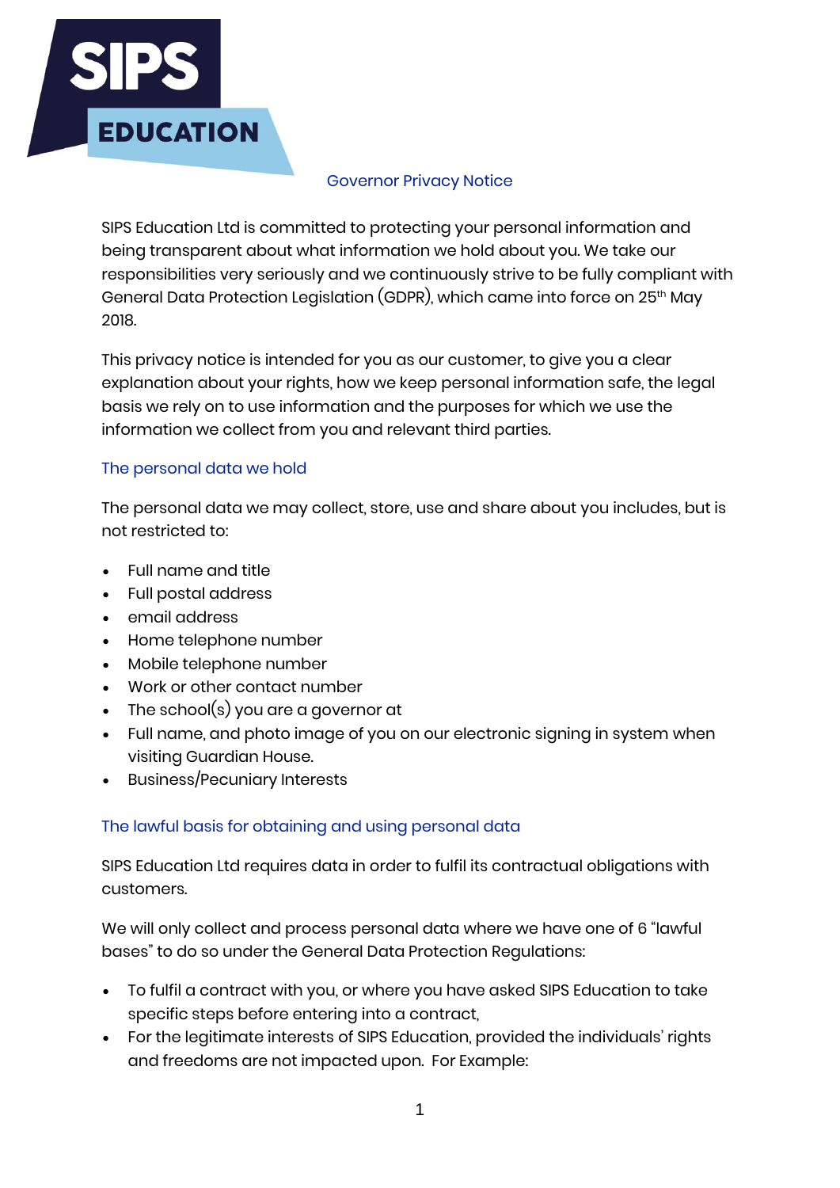SIPS EDUCATION

# Governor Privacy Notice

SIPS Education Ltd is committed to protecting your personal information and being transparent about what information we hold about you. We take our responsibilities very seriously and we continuously strive to be fully compliant with General Data Protection Legislation (GDPR), which came into force on 25th May 2018.

This privacy notice is intended for you as our customer, to give you a clear explanation about your rights, how we keep personal information safe, the legal basis we rely on to use information and the purposes for which we use the information we collect from you and relevant third parties.

## The personal data we hold

The personal data we may collect, store, use and share about you includes, but is not restricted to:

- Full name and title
- Full postal address
- email address
- Home telephone number
- Mobile telephone number
- Work or other contact number
- The school(s) you are a governor at
- Full name, and photo image of you on our electronic signing in system when visiting Guardian House.
- Business/Pecuniary Interests

## The lawful basis for obtaining and using personal data

SIPS Education Ltd requires data in order to fulfil its contractual obligations with customers.

We will only collect and process personal data where we have one of 6 "lawful bases" to do so under the General Data Protection Regulations:

- To fulfil a contract with you, or where you have asked SIPS Education to take specific steps before entering into a contract,
- For the legitimate interests of SIPS Education, provided the individuals' rights and freedoms are not impacted upon. For Example: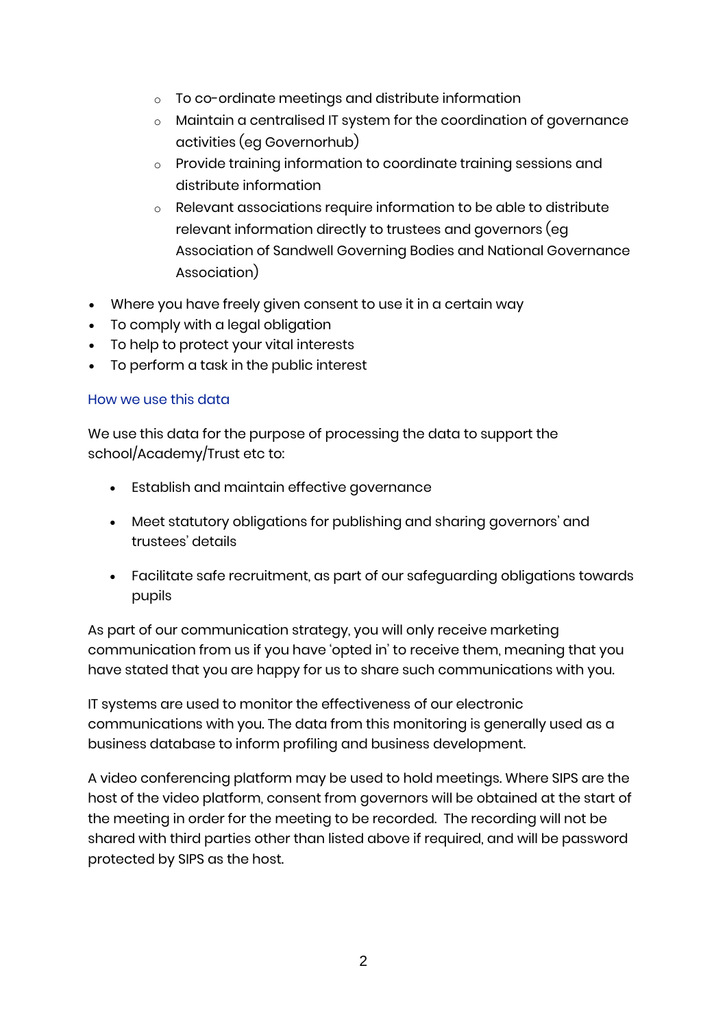- To co-ordinate meetings and distribute information
    - Maintain a centralised IT system for the coordination of governance activities (eg Governorhub)
    - Provide training information to coordinate training sessions and distribute information
    - Relevant associations require information to be able to distribute relevant information directly to trustees and governors (eg Association of Sandwell Governing Bodies and National Governance Association)

- Where you have freely given consent to use it in a certain way
- To comply with a legal obligation
- To help to protect your vital interests
- To perform a task in the public interest

## How we use this data

We use this data for the purpose of processing the data to support the school/Academy/Trust etc to:

- Establish and maintain effective governance
- Meet statutory obligations for publishing and sharing governors' and trustees' details
- Facilitate safe recruitment, as part of our safeguarding obligations towards pupils

As part of our communication strategy, you will only receive marketing communication from us if you have 'opted in' to receive them, meaning that you have stated that you are happy for us to share such communications with you.

IT systems are used to monitor the effectiveness of our electronic communications with you. The data from this monitoring is generally used as a business database to inform profiling and business development.

A video conferencing platform may be used to hold meetings. Where SIPS are the host of the video platform, consent from governors will be obtained at the start of the meeting in order for the meeting to be recorded. The recording will not be shared with third parties other than listed above if required, and will be password protected by SIPS as the host.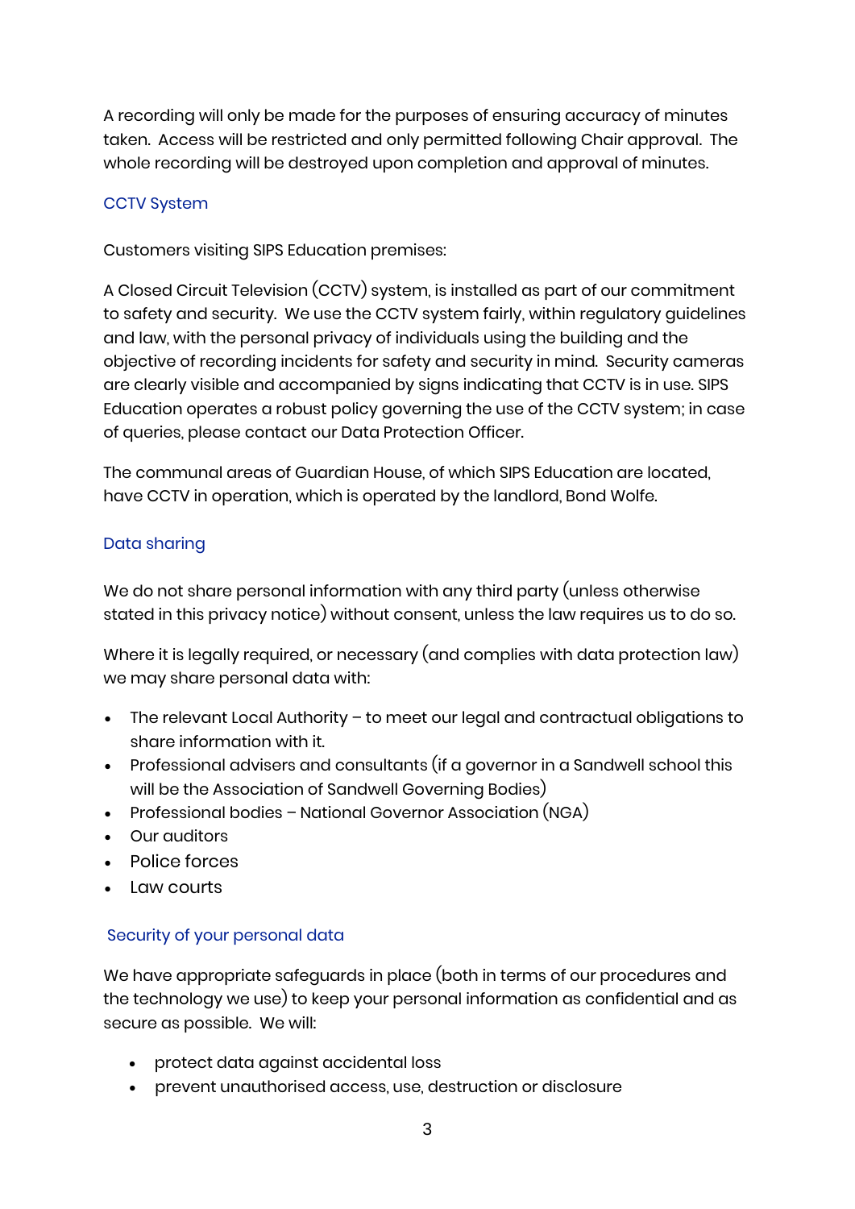A recording will only be made for the purposes of ensuring accuracy of minutes taken. Access will be restricted and only permitted following Chair approval. The whole recording will be destroyed upon completion and approval of minutes.

## CCTV System

Customers visiting SIPS Education premises:

A Closed Circuit Television (CCTV) system, is installed as part of our commitment to safety and security. We use the CCTV system fairly, within regulatory guidelines and law, with the personal privacy of individuals using the building and the objective of recording incidents for safety and security in mind. Security cameras are clearly visible and accompanied by signs indicating that CCTV is in use. SIPS Education operates a robust policy governing the use of the CCTV system; in case of queries, please contact our Data Protection Officer.

The communal areas of Guardian House, of which SIPS Education are located, have CCTV in operation, which is operated by the landlord, Bond Wolfe.

## Data sharing

We do not share personal information with any third party (unless otherwise stated in this privacy notice) without consent, unless the law requires us to do so.

Where it is legally required, or necessary (and complies with data protection law) we may share personal data with:

- The relevant Local Authority – to meet our legal and contractual obligations to share information with it.
- Professional advisers and consultants (if a governor in a Sandwell school this will be the Association of Sandwell Governing Bodies)
- Professional bodies – National Governor Association (NGA)
- Our auditors
- Police forces
- Law courts

## Security of your personal data

We have appropriate safeguards in place (both in terms of our procedures and the technology we use) to keep your personal information as confidential and as secure as possible. We will:

- protect data against accidental loss
- prevent unauthorised access, use, destruction or disclosure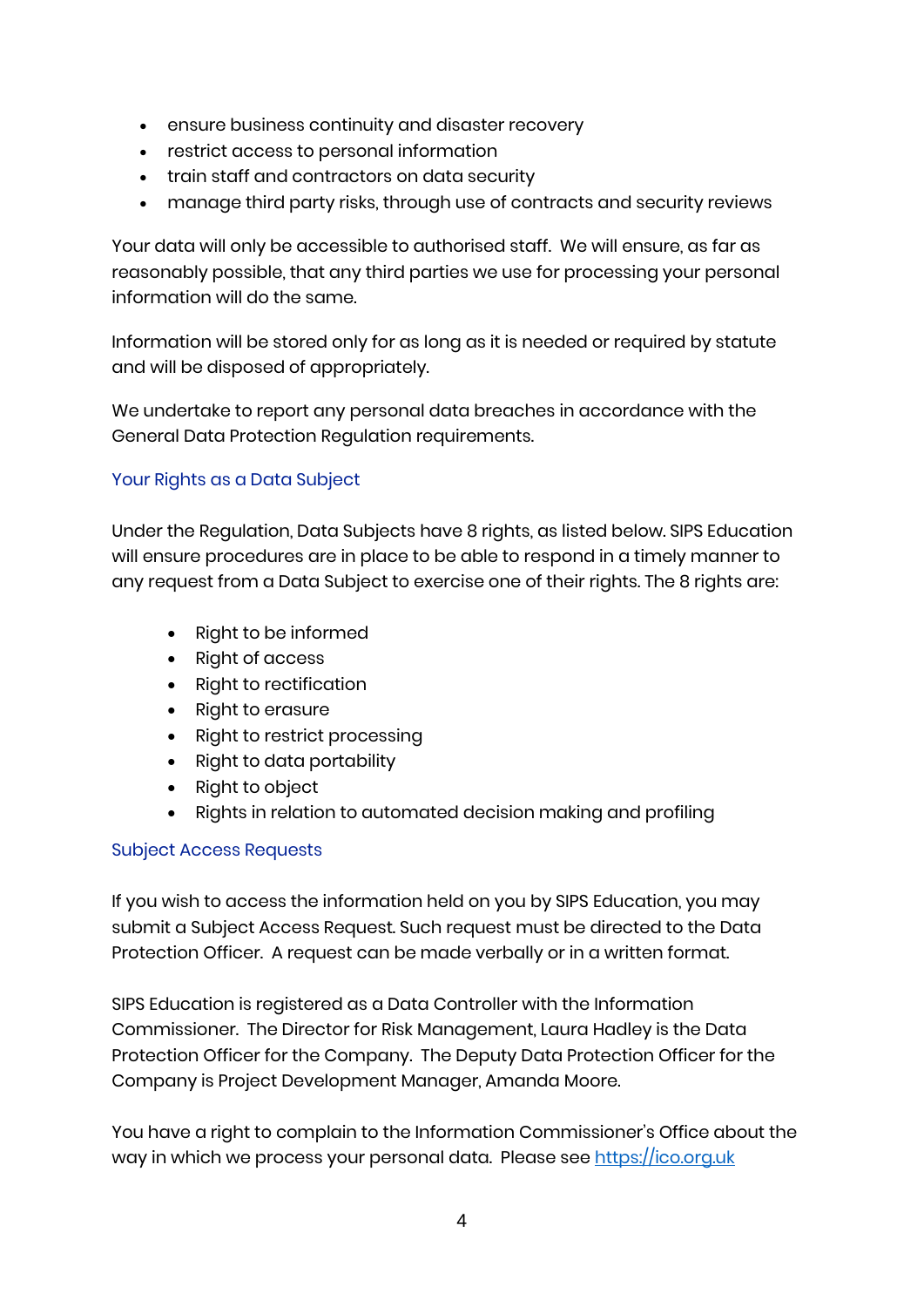- ensure business continuity and disaster recovery
- restrict access to personal information
- train staff and contractors on data security
- manage third party risks, through use of contracts and security reviews

Your data will only be accessible to authorised staff. We will ensure, as far as reasonably possible, that any third parties we use for processing your personal information will do the same.

Information will be stored only for as long as it is needed or required by statute and will be disposed of appropriately.

We undertake to report any personal data breaches in accordance with the General Data Protection Regulation requirements.

## Your Rights as a Data Subject

Under the Regulation, Data Subjects have 8 rights, as listed below. SIPS Education will ensure procedures are in place to be able to respond in a timely manner to any request from a Data Subject to exercise one of their rights. The 8 rights are:

- Right to be informed
- Right of access
- Right to rectification
- Right to erasure
- Right to restrict processing
- Right to data portability
- Right to object
- Rights in relation to automated decision making and profiling

## Subject Access Requests

If you wish to access the information held on you by SIPS Education, you may submit a Subject Access Request. Such request must be directed to the Data Protection Officer. A request can be made verbally or in a written format.

SIPS Education is registered as a Data Controller with the Information Commissioner. The Director for Risk Management, Laura Hadley is the Data Protection Officer for the Company. The Deputy Data Protection Officer for the Company is Project Development Manager, Amanda Moore.

You have a right to complain to the Information Commissioner's Office about the way in which we process your personal data. Please see [https://ico.org.uk](https://ico.org.uk)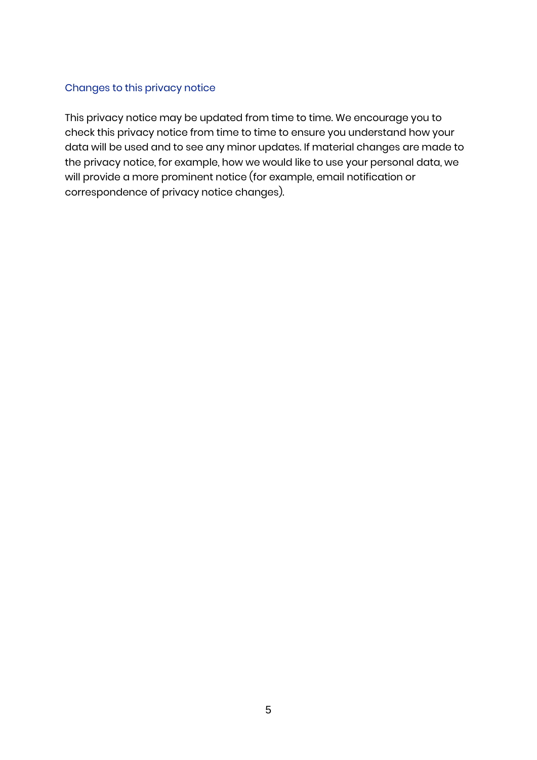## Changes to this privacy notice

This privacy notice may be updated from time to time. We encourage you to check this privacy notice from time to time to ensure you understand how your data will be used and to see any minor updates. If material changes are made to the privacy notice, for example, how we would like to use your personal data, we will provide a more prominent notice (for example, email notification or correspondence of privacy notice changes).